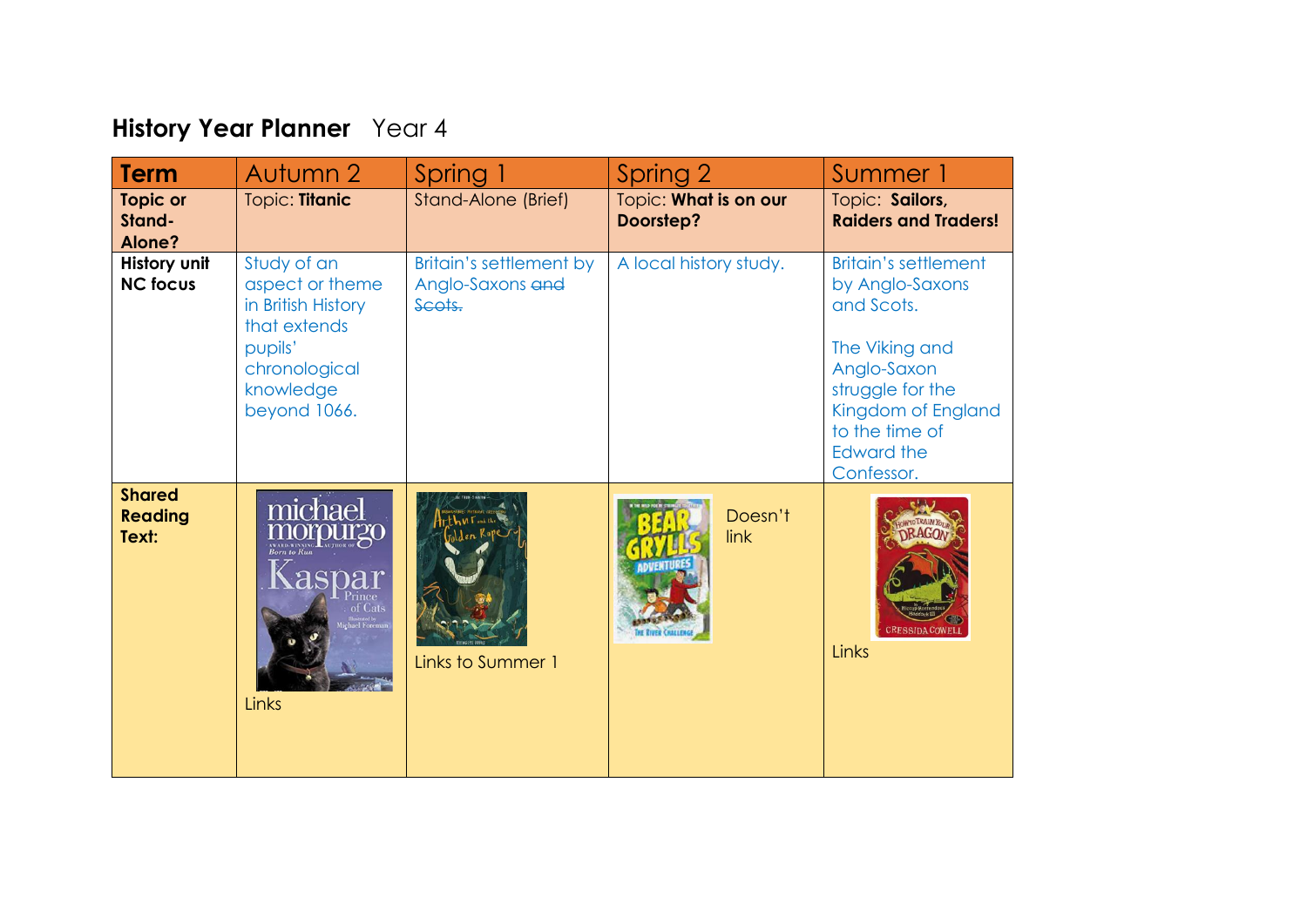# History Year Planner Year 4

| Term | Autumn 2 | Spring 1 | Spring 2 | Summer 1 |
|---|---|---|---|---|
| Topic or Stand-Alone? | Topic: **Titanic** | Stand-Alone (Brief) | Topic: **What is on our Doorstep?** | Topic: **Sailors, Raiders and Traders!** |
| History unit NC focus | Study of an aspect or theme in British History that extends pupils' chronological knowledge beyond 1066. | Britain's settlement by Anglo-Saxons ~~and Scots.~~ | A local history study. | Britain's settlement by Anglo-Saxons and Scots.<br><br>The Viking and Anglo-Saxon struggle for the Kingdom of England to the time of Edward the Confessor. |
| Shared Reading Text: | Links | Links to Summer 1 | Doesn't link | Links |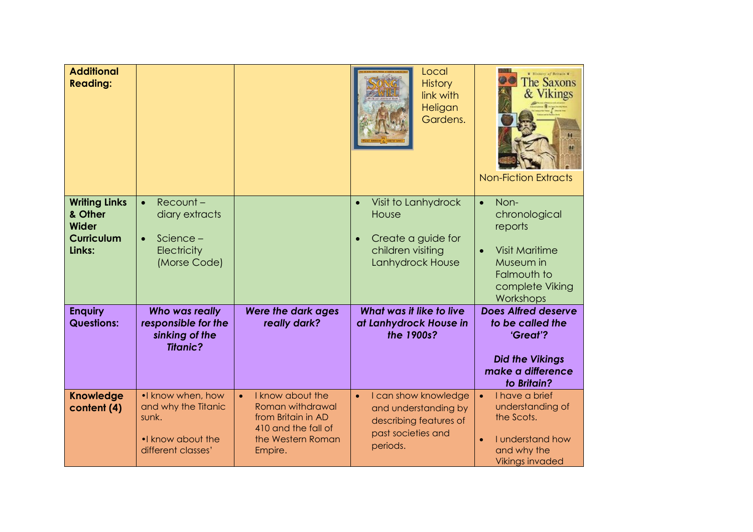| Additional Reading: | | | Local History link with Heligan Gardens. | Non-Fiction Extracts |
|---|---|---|---|---|
| **Writing Links & Other Wider Curriculum Links:** | • Recount – diary extracts<br>• Science – Electricity (Morse Code) | | • Visit to Lanhydrock House<br>• Create a guide for children visiting Lanhydrock House | • Non-chronological reports<br>• Visit Maritime Museum in Falmouth to complete Viking Workshops |
| **Enquiry Questions:** | ***Who was really responsible for the sinking of the Titanic?*** | ***Were the dark ages really dark?*** | ***What was it like to live at Lanhydrock House in the 1900s?*** | ***Does Alfred deserve to be called the 'Great'?***<br><br>***Did the Vikings make a difference to Britain?*** |
| **Knowledge content (4)** | •I know when, how and why the Titanic sunk.<br><br>•I know about the different classes' | • I know about the Roman withdrawal from Britain in AD 410 and the fall of the Western Roman Empire. | • I can show knowledge and understanding by describing features of past societies and periods. | • I have a brief understanding of the Scots.<br>• I understand how and why the Vikings invaded |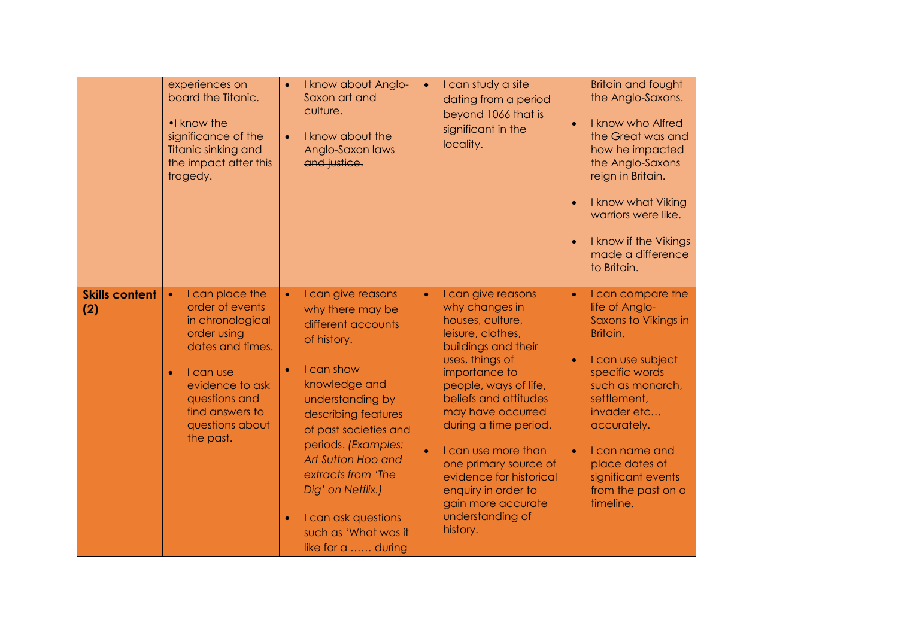| | | | | |
|---|---|---|---|---|
| | experiences on board the Titanic.<br><br>•I know the significance of the Titanic sinking and the impact after this tragedy. | • I know about Anglo-Saxon art and culture.<br><br>• ~~I know about the Anglo-Saxon laws and justice.~~ | • I can study a site dating from a period beyond 1066 that is significant in the locality. | Britain and fought the Anglo-Saxons.<br><br>• I know who Alfred the Great was and how he impacted the Anglo-Saxons reign in Britain.<br><br>• I know what Viking warriors were like.<br><br>• I know if the Vikings made a difference to Britain. |
| **Skills content (2)** | • I can place the order of events in chronological order using dates and times.<br><br>• I can use evidence to ask questions and find answers to questions about the past. | • I can give reasons why there may be different accounts of history.<br><br>• I can show knowledge and understanding by describing features of past societies and periods. *(Examples: Art Sutton Hoo and extracts from 'The Dig' on Netflix.)*<br><br>• I can ask questions such as 'What was it like for a …… during | • I can give reasons why changes in houses, culture, leisure, clothes, buildings and their uses, things of importance to people, ways of life, beliefs and attitudes may have occurred during a time period.<br><br>• I can use more than one primary source of evidence for historical enquiry in order to gain more accurate understanding of history. | • I can compare the life of Anglo-Saxons to Vikings in Britain.<br><br>• I can use subject specific words such as monarch, settlement, invader etc… accurately.<br><br>• I can name and place dates of significant events from the past on a timeline. |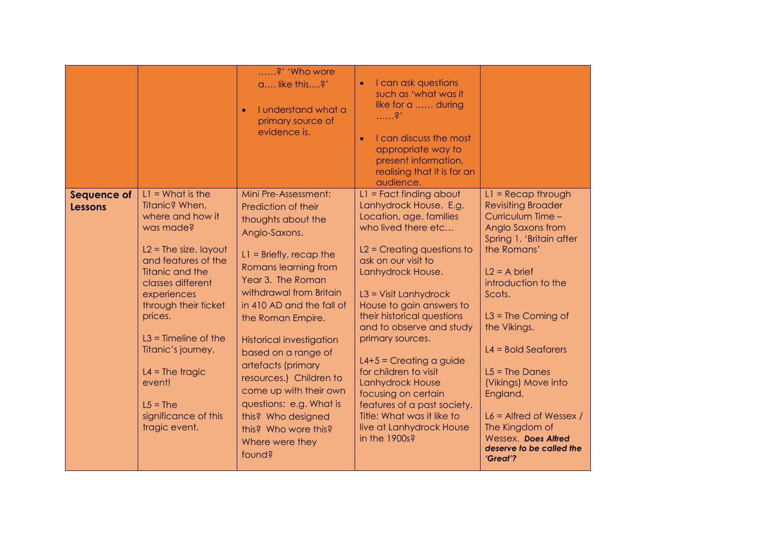| | | | | |
|---|---|---|---|---|
| | | ……?' 'Who wore a…. like this….?'<br><br>• I understand what a primary source of evidence is. | • I can ask questions such as 'what was it like for a …… during ……?'<br><br>• I can discuss the most appropriate way to present information, realising that it is for an audience. | |
| **Sequence of Lessons** | L1 = What is the Titanic? When, where and how it was made?<br><br>L2 = The size, layout and features of the Titanic and the classes different experiences through their ticket prices.<br><br>L3 = Timeline of the Titanic's journey.<br><br>L4 = The tragic event!<br><br>L5 = The significance of this tragic event. | Mini Pre-Assessment: Prediction of their thoughts about the Anglo-Saxons.<br><br>L1 = Briefly, recap the Romans learning from Year 3. The Roman withdrawal from Britain in 410 AD and the fall of the Roman Empire.<br><br>Historical investigation based on a range of artefacts (primary resources.) Children to come up with their own questions: e.g. What is this? Who designed this? Who wore this? Where were they found? | L1 = Fact finding about Lanhydrock House. E.g. Location, age, families who lived there etc…<br><br>L2 = Creating questions to ask on our visit to Lanhydrock House.<br><br>L3 = Visit Lanhydrock House to gain answers to their historical questions and to observe and study primary sources.<br><br>L4+5 = Creating a guide for children to visit Lanhydrock House focusing on certain features of a past society. Title: What was it like to live at Lanhydrock House in the 1900s? | L1 = Recap through Revisiting Broader Curriculum Time – Anglo Saxons from Spring 1. 'Britain after the Romans'<br><br>L2 = A brief introduction to the Scots.<br><br>L3 = The Coming of the Vikings.<br><br>L4 = Bold Seafarers<br><br>L5 = The Danes (Vikings) Move into England.<br><br>L6 = Alfred of Wessex / The Kingdom of Wessex. ***Does Alfred deserve to be called the 'Great'?*** |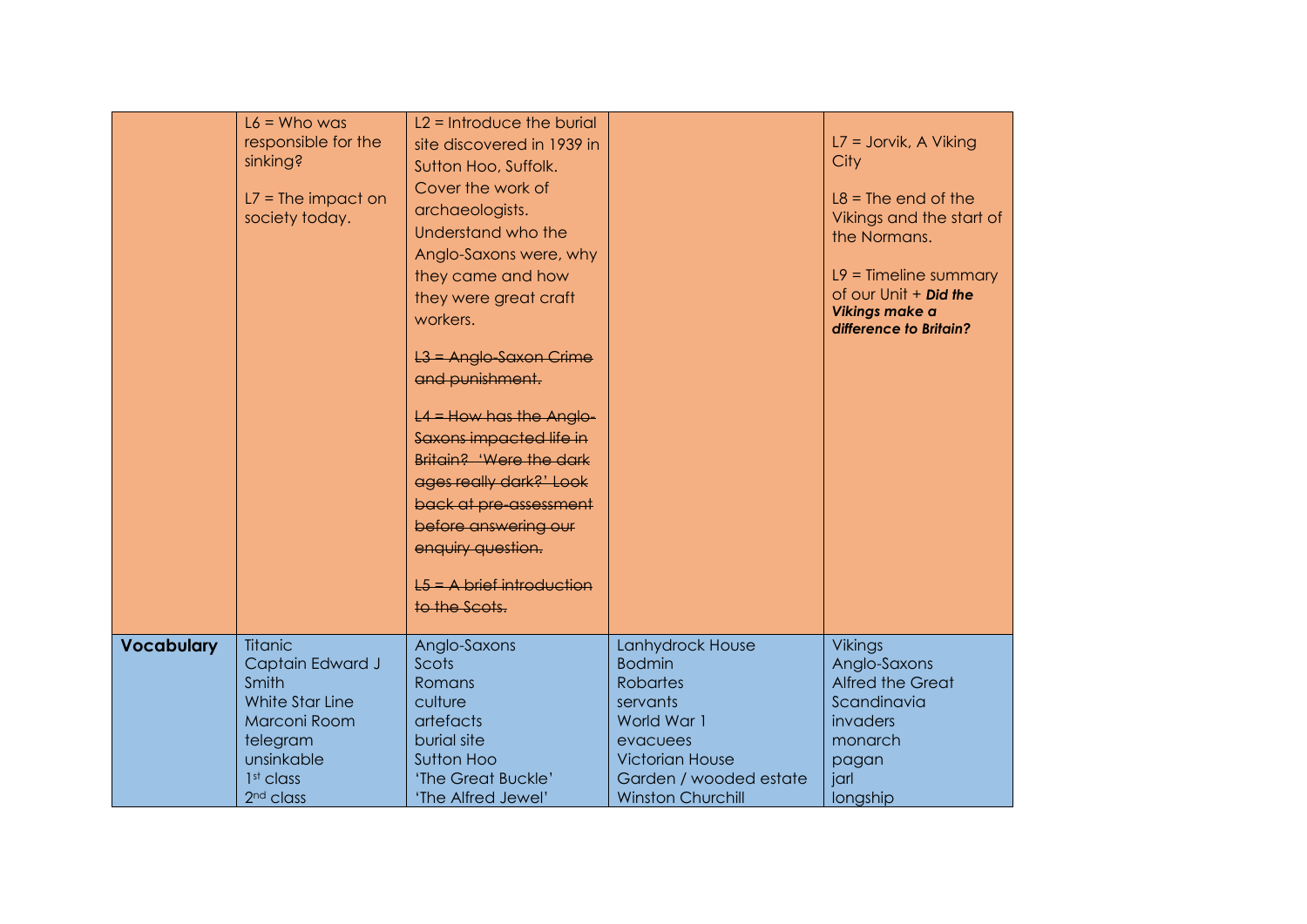|  | L6 = Who was responsible for the sinking?<br><br>L7 = The impact on society today. | L2 = Introduce the burial site discovered in 1939 in Sutton Hoo, Suffolk. Cover the work of archaeologists. Understand who the Anglo-Saxons were, why they came and how they were great craft workers.<br><br>~~L3 = Anglo-Saxon Crime and punishment.~~<br><br>~~L4 = How has the Anglo-Saxons impacted life in Britain? 'Were the dark ages really dark?' Look back at pre-assessment before answering our enquiry question.~~<br><br>~~L5 = A brief introduction to the Scots.~~ |  | L7 = Jorvik, A Viking City<br><br>L8 = The end of the Vikings and the start of the Normans.<br><br>L9 = Timeline summary of our Unit + ***Did the Vikings make a difference to Britain?*** |
|---|---|---|---|---|
| **Vocabulary** | Titanic<br>Captain Edward J Smith<br>White Star Line<br>Marconi Room<br>telegram<br>unsinkable<br>1st class<br>2nd class | Anglo-Saxons<br>Scots<br>Romans<br>culture<br>artefacts<br>burial site<br>Sutton Hoo<br>'The Great Buckle'<br>'The Alfred Jewel' | Lanhydrock House<br>Bodmin<br>Robartes<br>servants<br>World War 1<br>evacuees<br>Victorian House<br>Garden / wooded estate<br>Winston Churchill | Vikings<br>Anglo-Saxons<br>Alfred the Great<br>Scandinavia<br>invaders<br>monarch<br>pagan<br>jarl<br>longship |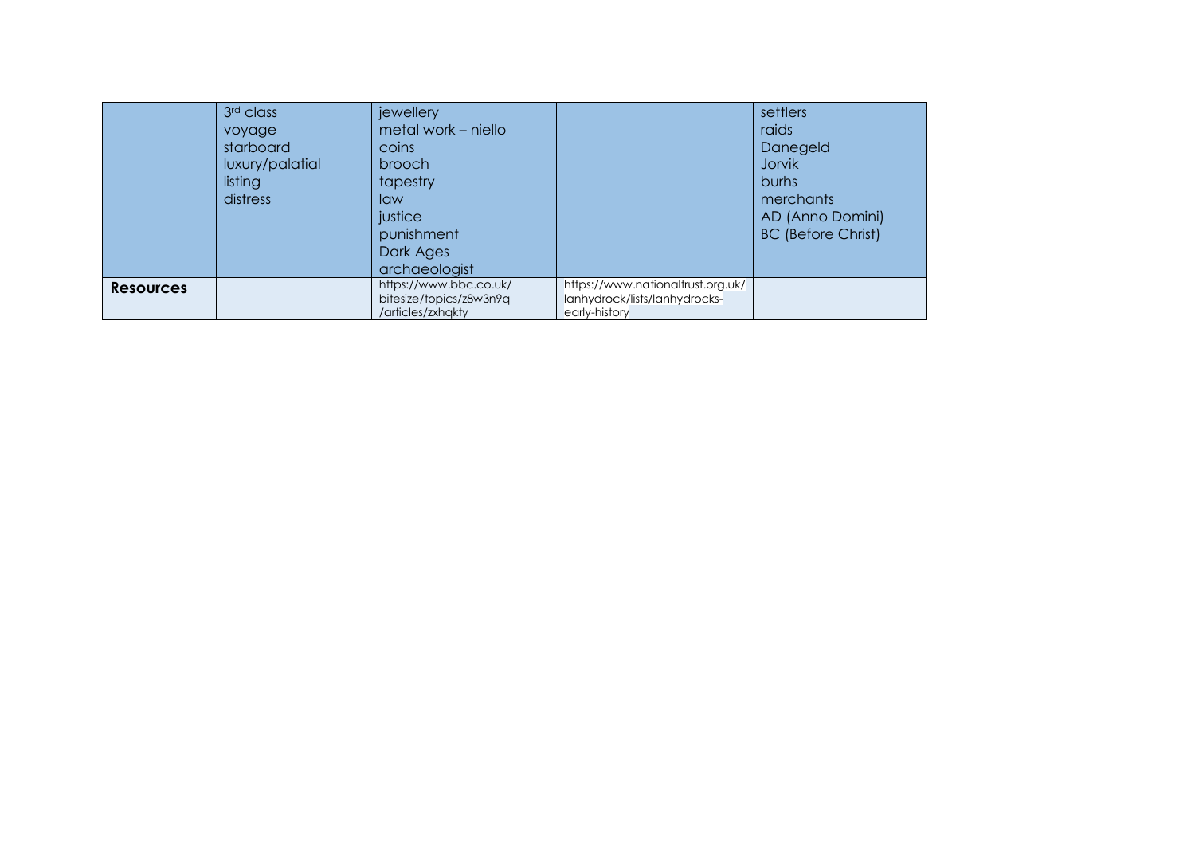| | | | | |
|---|---|---|---|---|
| | 3rd class<br>voyage<br>starboard<br>luxury/palatial<br>listing<br>distress | jewellery<br>metal work – niello<br>coins<br>brooch<br>tapestry<br>law<br>justice<br>punishment<br>Dark Ages<br>archaeologist | | settlers<br>raids<br>Danegeld<br>Jorvik<br>burhs<br>merchants<br>AD (Anno Domini)<br>BC (Before Christ) |
| **Resources** | | https://www.bbc.co.uk/bitesize/topics/z8w3n9q/articles/zxhqkty | https://www.nationaltrust.org.uk/lanhydrock/lists/lanhydrocks-early-history | |